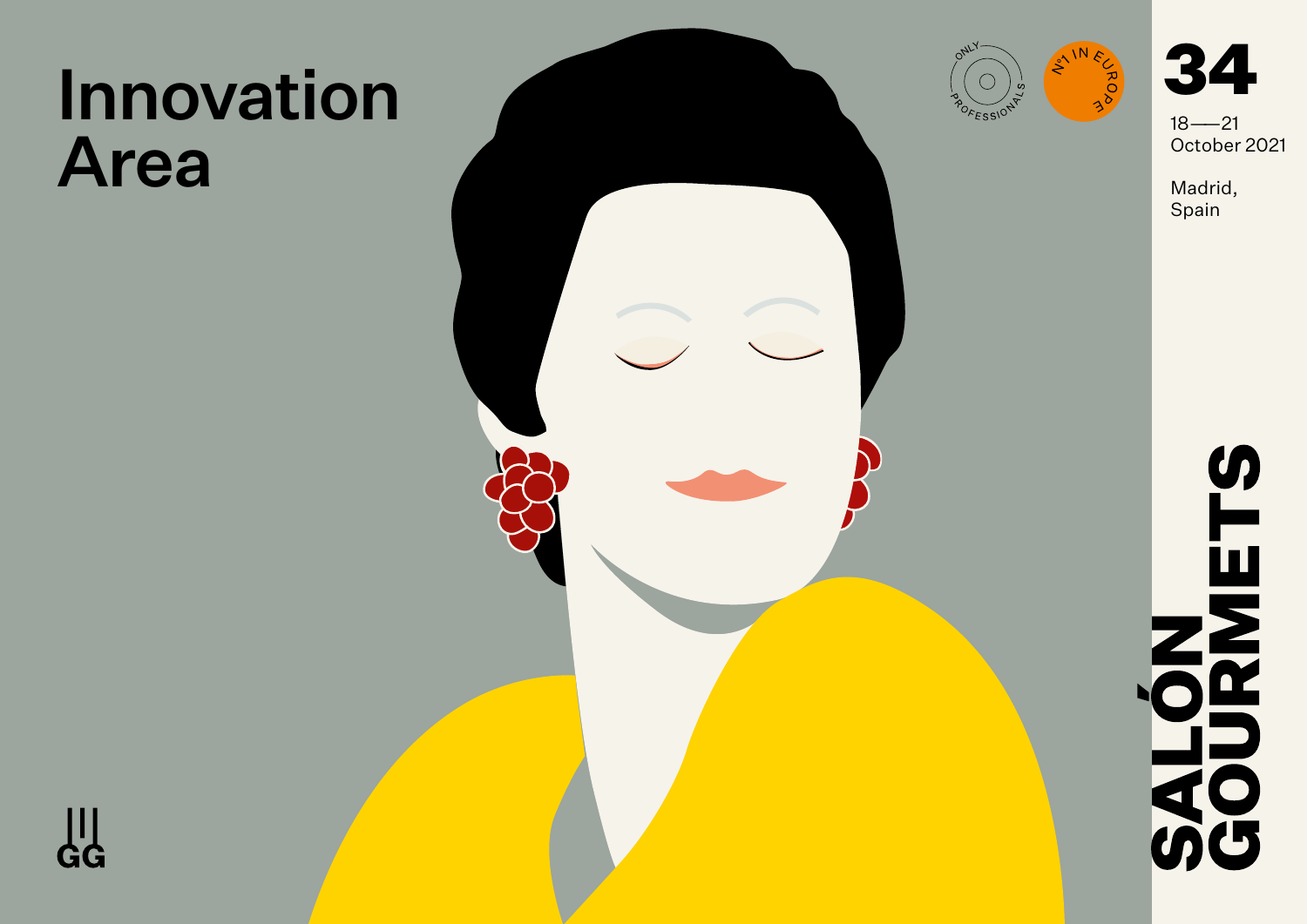# Innovation Area

ONLY PROFESSIONALS

Nº1 IN EUROPE

**34**

18—21
October 2021

Madrid,
Spain

**SALÓN GOURMETS**

GG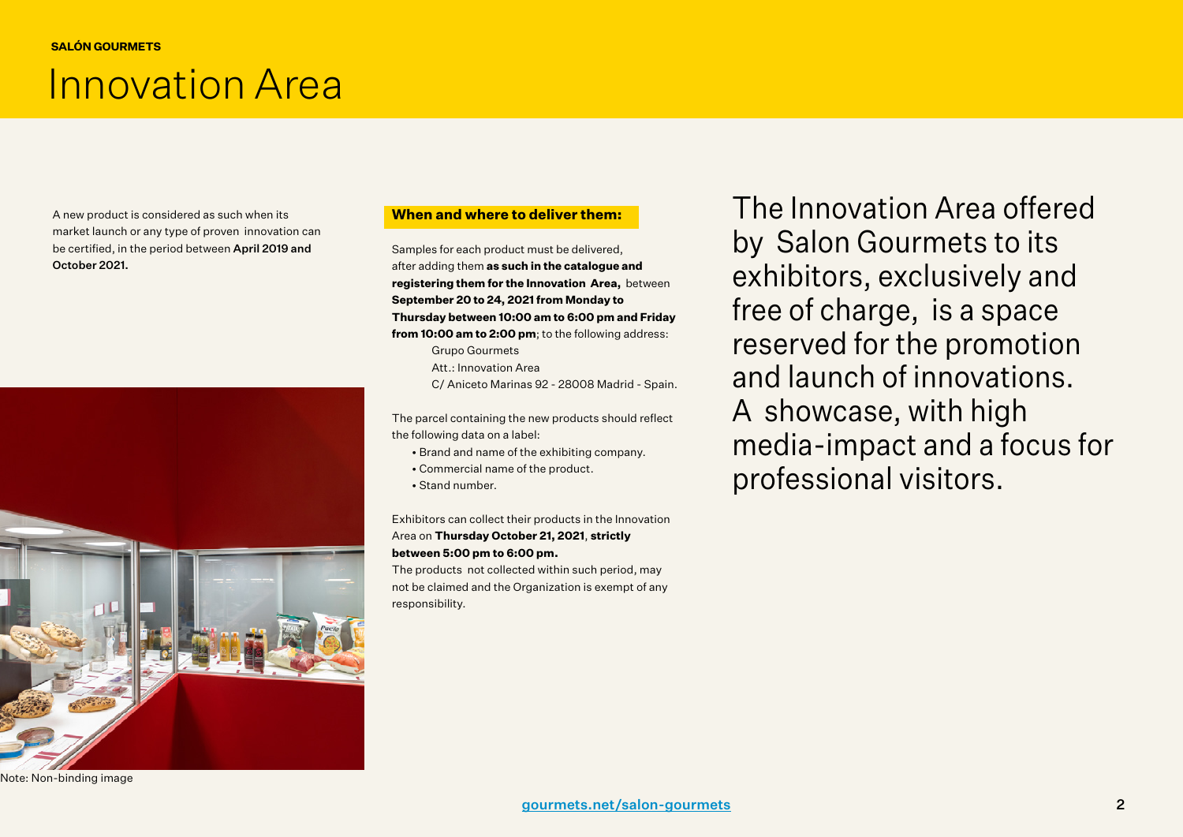# Innovation Area

A new product is considered as such when its market launch or any type of proven innovation can be certified, in the period between **April 2019 and October 2021.**

Note: Non-binding image

**When and where to deliver them:**

Samples for each product must be delivered, after adding them **as such in the catalogue and registering them for the Innovation Area,** between **September 20 to 24, 2021 from Monday to Thursday between 10:00 am to 6:00 pm and Friday from 10:00 am to 2:00 pm**; to the following address:

Grupo Gourmets
Att.: Innovation Area
C/ Aniceto Marinas 92 - 28008 Madrid - Spain.

The parcel containing the new products should reflect the following data on a label:

- Brand and name of the exhibiting company.
- Commercial name of the product.
- Stand number.

Exhibitors can collect their products in the Innovation Area on **Thursday October 21, 2021**, **strictly between 5:00 pm to 6:00 pm.**

The products not collected within such period, may not be claimed and the Organization is exempt of any responsibility.

The Innovation Area offered by Salon Gourmets to its exhibitors, exclusively and free of charge, is a space reserved for the promotion and launch of innovations. A showcase, with high media-impact and a focus for professional visitors.

gourmets.net/salon-gourmets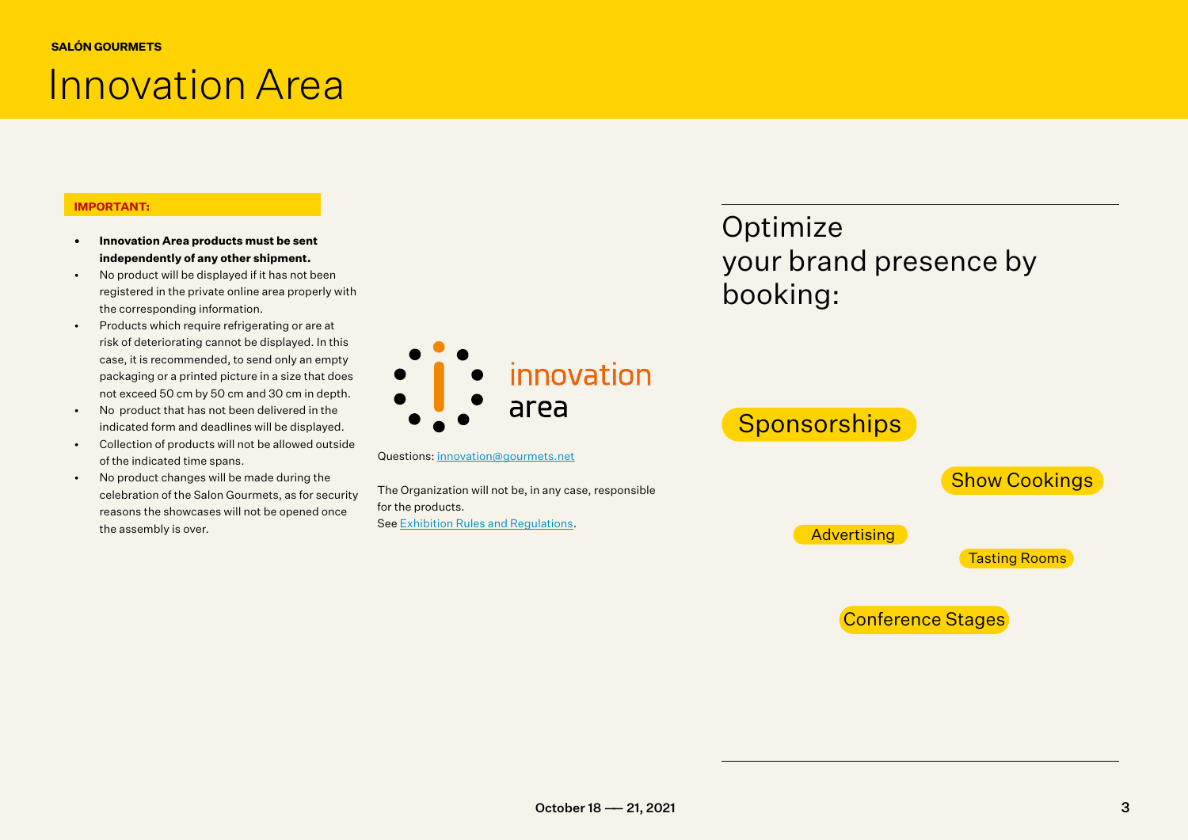**SALÓN GOURMETS**

# Innovation Area

**IMPORTANT:**

- **Innovation Area products must be sent independently of any other shipment.**
- No product will be displayed if it has not been registered in the private online area properly with the corresponding information.
- Products which require refrigerating or are at risk of deteriorating cannot be displayed. In this case, it is recommended, to send only an empty packaging or a printed picture in a size that does not exceed 50 cm by 50 cm and 30 cm in depth.
- No product that has not been delivered in the indicated form and deadlines will be displayed.
- Collection of products will not be allowed outside of the indicated time spans.
- No product changes will be made during the celebration of the Salon Gourmets, as for security reasons the showcases will not be opened once the assembly is over.

innovation area

Questions: innovation@gourmets.net

The Organization will not be, in any case, responsible for the products.
See Exhibition Rules and Regulations.

## Optimize your brand presence by booking:

Sponsorships

Show Cookings

Advertising

Tasting Rooms

Conference Stages

October 18 — 21, 2021